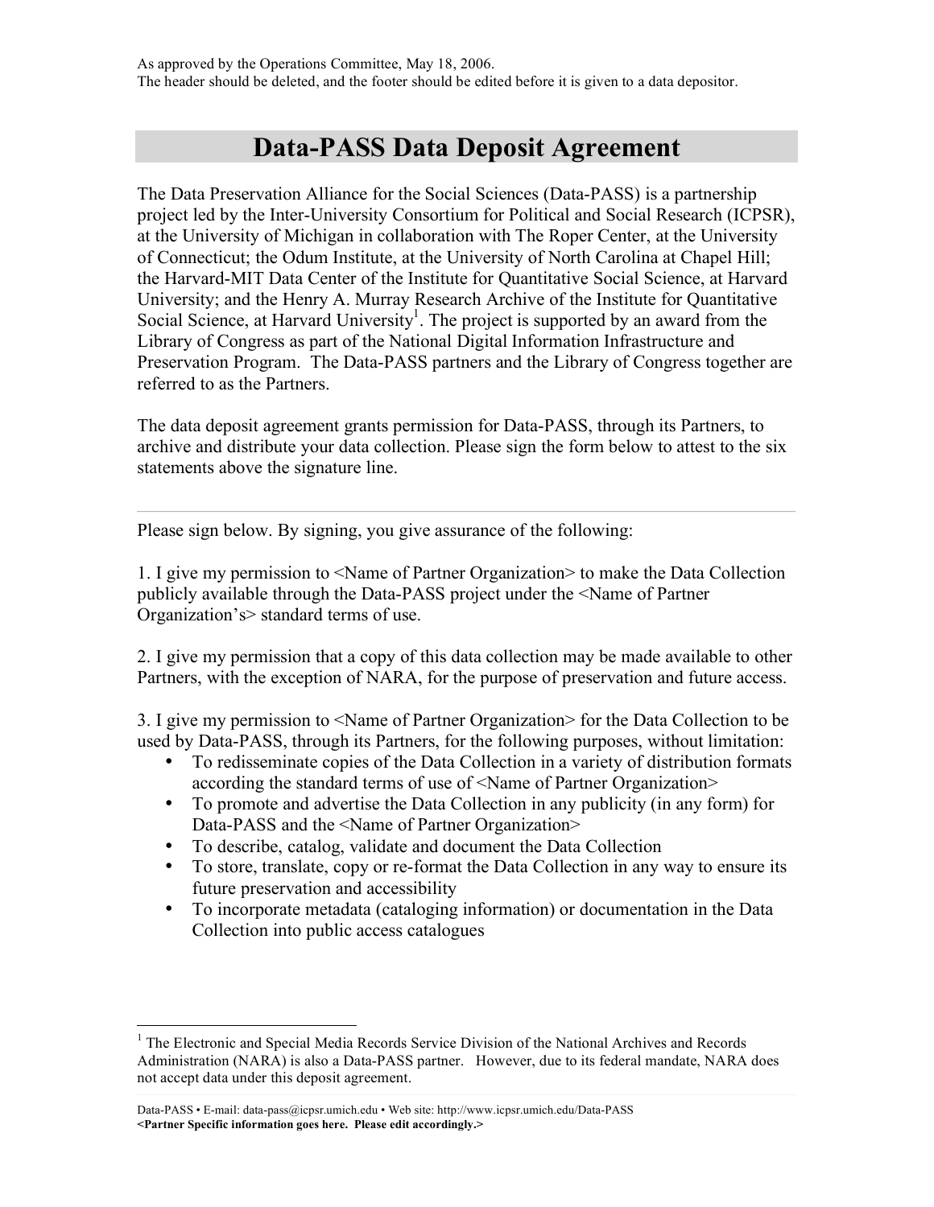As approved by the Operations Committee, May 18, 2006.
The header should be deleted, and the footer should be edited before it is given to a data depositor.

# Data-PASS Data Deposit Agreement

The Data Preservation Alliance for the Social Sciences (Data-PASS) is a partnership project led by the Inter-University Consortium for Political and Social Research (ICPSR), at the University of Michigan in collaboration with The Roper Center, at the University of Connecticut; the Odum Institute, at the University of North Carolina at Chapel Hill; the Harvard-MIT Data Center of the Institute for Quantitative Social Science, at Harvard University; and the Henry A. Murray Research Archive of the Institute for Quantitative Social Science, at Harvard University[1]. The project is supported by an award from the Library of Congress as part of the National Digital Information Infrastructure and Preservation Program. The Data-PASS partners and the Library of Congress together are referred to as the Partners.

The data deposit agreement grants permission for Data-PASS, through its Partners, to archive and distribute your data collection. Please sign the form below to attest to the six statements above the signature line.

---

Please sign below. By signing, you give assurance of the following:

1. I give my permission to <Name of Partner Organization> to make the Data Collection publicly available through the Data-PASS project under the <Name of Partner Organization's> standard terms of use.

2. I give my permission that a copy of this data collection may be made available to other Partners, with the exception of NARA, for the purpose of preservation and future access.

3. I give my permission to <Name of Partner Organization> for the Data Collection to be used by Data-PASS, through its Partners, for the following purposes, without limitation:
   - To redisseminate copies of the Data Collection in a variety of distribution formats according the standard terms of use of <Name of Partner Organization>
   - To promote and advertise the Data Collection in any publicity (in any form) for Data-PASS and the <Name of Partner Organization>
   - To describe, catalog, validate and document the Data Collection
   - To store, translate, copy or re-format the Data Collection in any way to ensure its future preservation and accessibility
   - To incorporate metadata (cataloging information) or documentation in the Data Collection into public access catalogues

[1] The Electronic and Special Media Records Service Division of the National Archives and Records Administration (NARA) is also a Data-PASS partner. However, due to its federal mandate, NARA does not accept data under this deposit agreement.

Data-PASS • E-mail: data-pass@icpsr.umich.edu • Web site: http://www.icpsr.umich.edu/Data-PASS
**<Partner Specific information goes here. Please edit accordingly.>**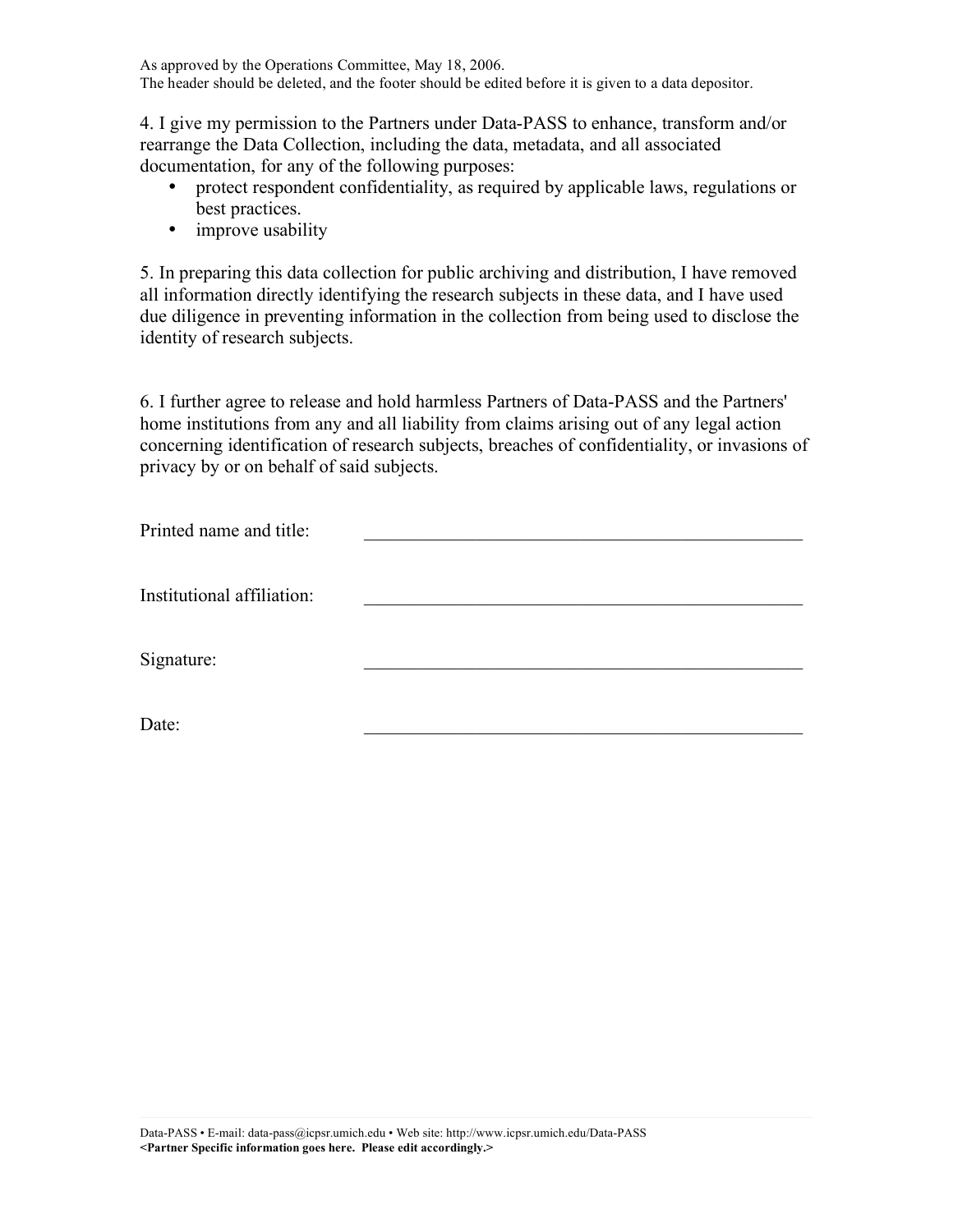4. I give my permission to the Partners under Data-PASS to enhance, transform and/or rearrange the Data Collection, including the data, metadata, and all associated documentation, for any of the following purposes:

- protect respondent confidentiality, as required by applicable laws, regulations or best practices.
- improve usability

5. In preparing this data collection for public archiving and distribution, I have removed all information directly identifying the research subjects in these data, and I have used due diligence in preventing information in the collection from being used to disclose the identity of research subjects.

6. I further agree to release and hold harmless Partners of Data-PASS and the Partners' home institutions from any and all liability from claims arising out of any legal action concerning identification of research subjects, breaches of confidentiality, or invasions of privacy by or on behalf of said subjects.

Printed name and title: _______________________________________________

Institutional affiliation: _______________________________________________

Signature: _______________________________________________

Date: _______________________________________________